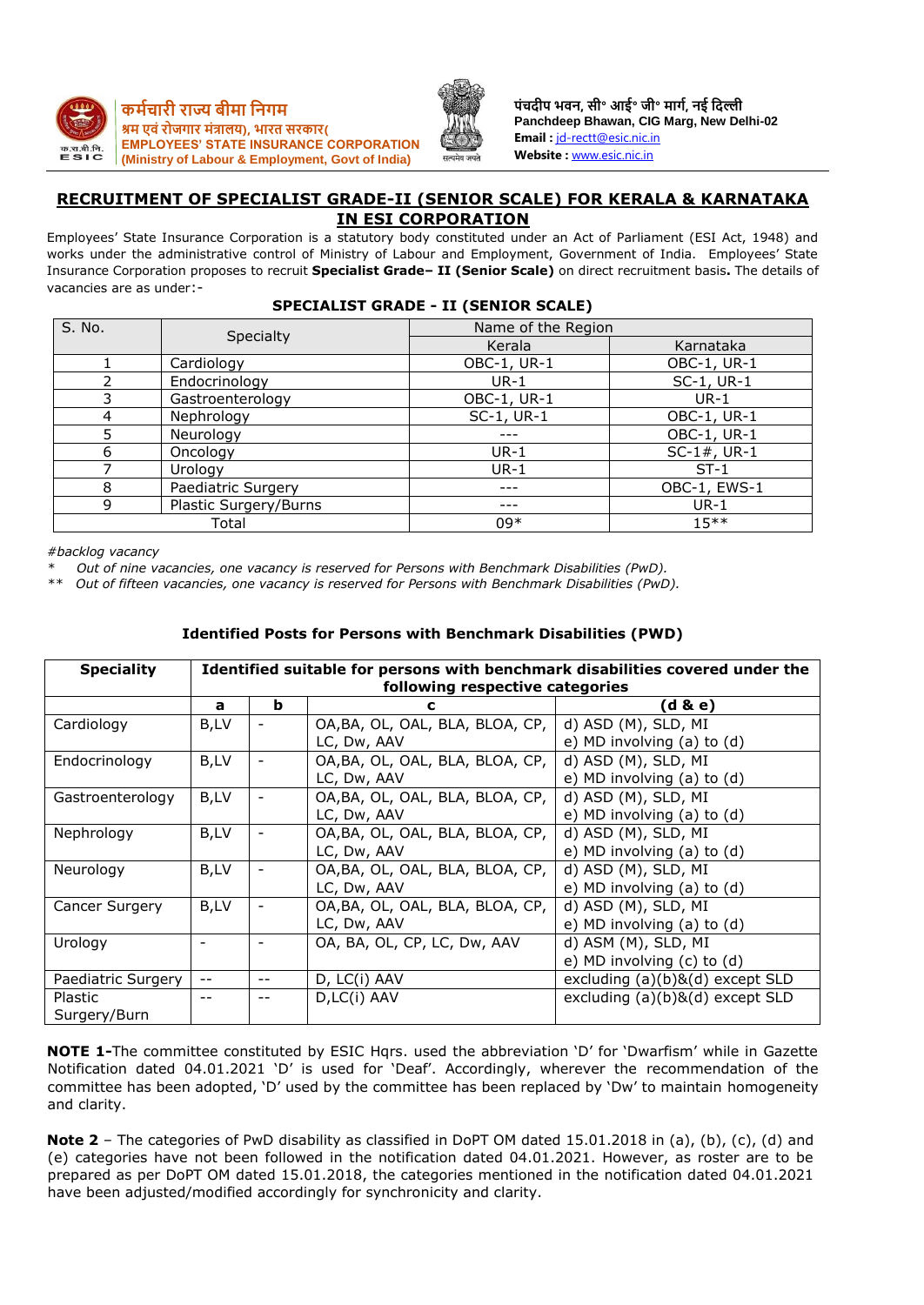कर्मचारी राज्य बीमा निगम
श्रम एवं रोजगार मंत्रालय), भारत सरकार(
EMPLOYEES' STATE INSURANCE CORPORATION
(Ministry of Labour & Employment, Govt of India)

पंचदीप भवन, सी॰ आई॰ जी॰ मार्ग, नई दिल्ली
Panchdeep Bhawan, CIG Marg, New Delhi-02
Email : jd-rectt@esic.nic.in
Website : www.esic.nic.in

# RECRUITMENT OF SPECIALIST GRADE-II (SENIOR SCALE) FOR KERALA & KARNATAKA IN ESI CORPORATION

Employees' State Insurance Corporation is a statutory body constituted under an Act of Parliament (ESI Act, 1948) and works under the administrative control of Ministry of Labour and Employment, Government of India. Employees' State Insurance Corporation proposes to recruit **Specialist Grade– II (Senior Scale)** on direct recruitment basis**.** The details of vacancies are as under:-

**SPECIALIST GRADE - II (SENIOR SCALE)**

| S. No. | Specialty | Name of the Region | |
|---|---|---|---|
| | | Kerala | Karnataka |
| 1 | Cardiology | OBC-1, UR-1 | OBC-1, UR-1 |
| 2 | Endocrinology | UR-1 | SC-1, UR-1 |
| 3 | Gastroenterology | OBC-1, UR-1 | UR-1 |
| 4 | Nephrology | SC-1, UR-1 | OBC-1, UR-1 |
| 5 | Neurology | --- | OBC-1, UR-1 |
| 6 | Oncology | UR-1 | SC-1#, UR-1 |
| 7 | Urology | UR-1 | ST-1 |
| 8 | Paediatric Surgery | --- | OBC-1, EWS-1 |
| 9 | Plastic Surgery/Burns | --- | UR-1 |
| Total | | 09* | 15** |

*#backlog vacancy*

\* *Out of nine vacancies, one vacancy is reserved for Persons with Benchmark Disabilities (PwD).*

\*\* *Out of fifteen vacancies, one vacancy is reserved for Persons with Benchmark Disabilities (PwD).*

**Identified Posts for Persons with Benchmark Disabilities (PWD)**

| Speciality | Identified suitable for persons with benchmark disabilities covered under the following respective categories | | | |
|---|---|---|---|---|
| | a | b | c | (d & e) |
| Cardiology | B,LV | - | OA,BA, OL, OAL, BLA, BLOA, CP, LC, Dw, AAV | d) ASD (M), SLD, MI<br>e) MD involving (a) to (d) |
| Endocrinology | B,LV | - | OA,BA, OL, OAL, BLA, BLOA, CP, LC, Dw, AAV | d) ASD (M), SLD, MI<br>e) MD involving (a) to (d) |
| Gastroenterology | B,LV | - | OA,BA, OL, OAL, BLA, BLOA, CP, LC, Dw, AAV | d) ASD (M), SLD, MI<br>e) MD involving (a) to (d) |
| Nephrology | B,LV | - | OA,BA, OL, OAL, BLA, BLOA, CP, LC, Dw, AAV | d) ASD (M), SLD, MI<br>e) MD involving (a) to (d) |
| Neurology | B,LV | - | OA,BA, OL, OAL, BLA, BLOA, CP, LC, Dw, AAV | d) ASD (M), SLD, MI<br>e) MD involving (a) to (d) |
| Cancer Surgery | B,LV | - | OA,BA, OL, OAL, BLA, BLOA, CP, LC, Dw, AAV | d) ASD (M), SLD, MI<br>e) MD involving (a) to (d) |
| Urology | - | - | OA, BA, OL, CP, LC, Dw, AAV | d) ASM (M), SLD, MI<br>e) MD involving (c) to (d) |
| Paediatric Surgery | -- | -- | D, LC(i) AAV | excluding (a)(b)&(d) except SLD |
| Plastic Surgery/Burn | -- | -- | D,LC(i) AAV | excluding (a)(b)&(d) except SLD |

**NOTE 1-**The committee constituted by ESIC Hqrs. used the abbreviation 'D' for 'Dwarfism' while in Gazette Notification dated 04.01.2021 'D' is used for 'Deaf'. Accordingly, wherever the recommendation of the committee has been adopted, 'D' used by the committee has been replaced by 'Dw' to maintain homogeneity and clarity.

**Note 2** – The categories of PwD disability as classified in DoPT OM dated 15.01.2018 in (a), (b), (c), (d) and (e) categories have not been followed in the notification dated 04.01.2021. However, as roster are to be prepared as per DoPT OM dated 15.01.2018, the categories mentioned in the notification dated 04.01.2021 have been adjusted/modified accordingly for synchronicity and clarity.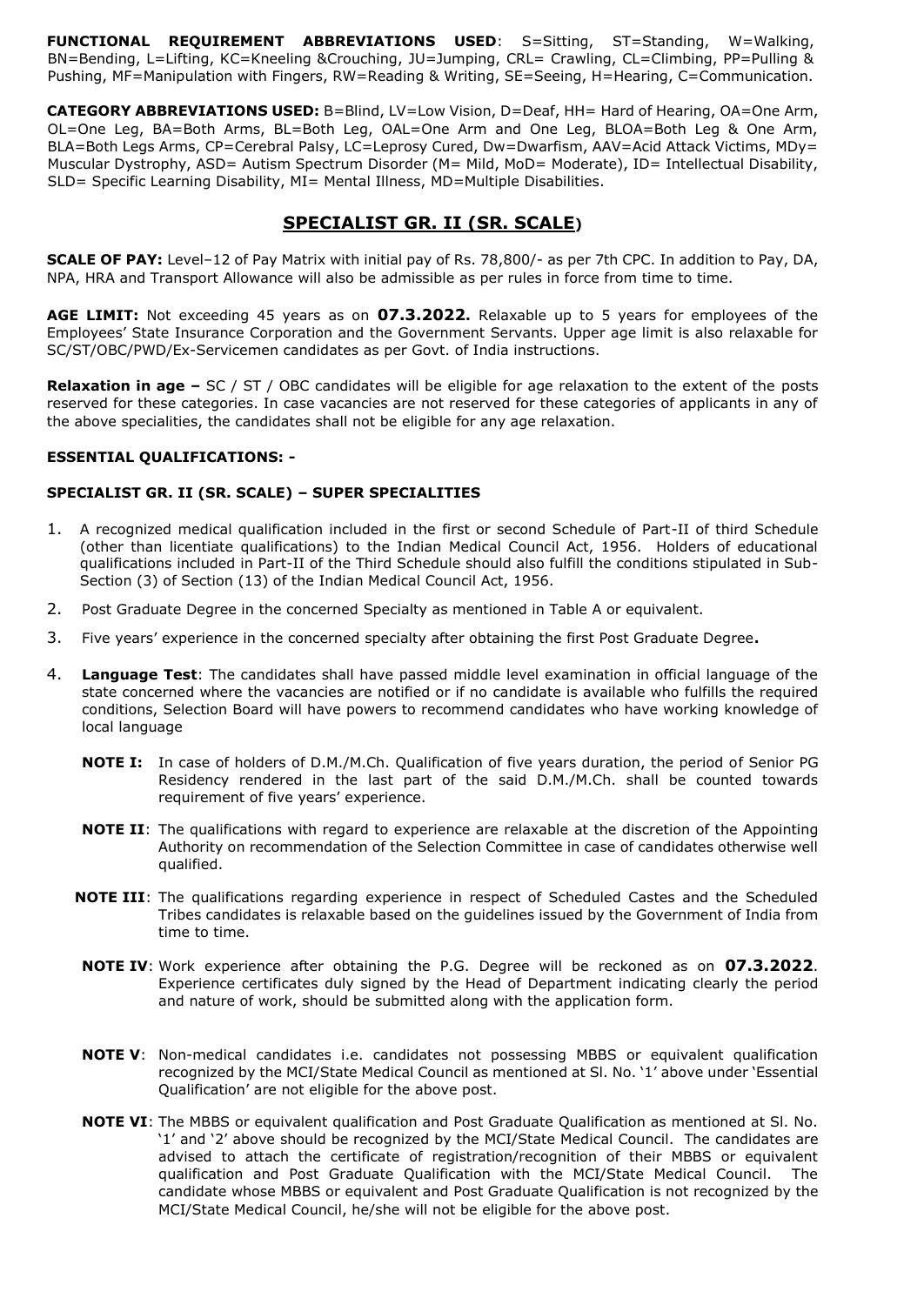**FUNCTIONAL REQUIREMENT ABBREVIATIONS USED**: S=Sitting, ST=Standing, W=Walking, BN=Bending, L=Lifting, KC=Kneeling &Crouching, JU=Jumping, CRL= Crawling, CL=Climbing, PP=Pulling & Pushing, MF=Manipulation with Fingers, RW=Reading & Writing, SE=Seeing, H=Hearing, C=Communication.

**CATEGORY ABBREVIATIONS USED:** B=Blind, LV=Low Vision, D=Deaf, HH= Hard of Hearing, OA=One Arm, OL=One Leg, BA=Both Arms, BL=Both Leg, OAL=One Arm and One Leg, BLOA=Both Leg & One Arm, BLA=Both Legs Arms, CP=Cerebral Palsy, LC=Leprosy Cured, Dw=Dwarfism, AAV=Acid Attack Victims, MDy= Muscular Dystrophy, ASD= Autism Spectrum Disorder (M= Mild, MoD= Moderate), ID= Intellectual Disability, SLD= Specific Learning Disability, MI= Mental Illness, MD=Multiple Disabilities.

## SPECIALIST GR. II (SR. SCALE)

**SCALE OF PAY:** Level–12 of Pay Matrix with initial pay of Rs. 78,800/- as per 7th CPC. In addition to Pay, DA, NPA, HRA and Transport Allowance will also be admissible as per rules in force from time to time.

**AGE LIMIT:** Not exceeding 45 years as on **07.3.2022.** Relaxable up to 5 years for employees of the Employees' State Insurance Corporation and the Government Servants. Upper age limit is also relaxable for SC/ST/OBC/PWD/Ex-Servicemen candidates as per Govt. of India instructions.

**Relaxation in age –** SC / ST / OBC candidates will be eligible for age relaxation to the extent of the posts reserved for these categories. In case vacancies are not reserved for these categories of applicants in any of the above specialities, the candidates shall not be eligible for any age relaxation.

**ESSENTIAL QUALIFICATIONS: -**

**SPECIALIST GR. II (SR. SCALE) – SUPER SPECIALITIES**

1. A recognized medical qualification included in the first or second Schedule of Part-II of third Schedule (other than licentiate qualifications) to the Indian Medical Council Act, 1956. Holders of educational qualifications included in Part-II of the Third Schedule should also fulfill the conditions stipulated in Sub-Section (3) of Section (13) of the Indian Medical Council Act, 1956.
2. Post Graduate Degree in the concerned Specialty as mentioned in Table A or equivalent.
3. Five years' experience in the concerned specialty after obtaining the first Post Graduate Degree**.**
4. **Language Test**: The candidates shall have passed middle level examination in official language of the state concerned where the vacancies are notified or if no candidate is available who fulfills the required conditions, Selection Board will have powers to recommend candidates who have working knowledge of local language

   **NOTE I:** In case of holders of D.M./M.Ch. Qualification of five years duration, the period of Senior PG Residency rendered in the last part of the said D.M./M.Ch. shall be counted towards requirement of five years' experience.

   **NOTE II**: The qualifications with regard to experience are relaxable at the discretion of the Appointing Authority on recommendation of the Selection Committee in case of candidates otherwise well qualified.

   **NOTE III**: The qualifications regarding experience in respect of Scheduled Castes and the Scheduled Tribes candidates is relaxable based on the guidelines issued by the Government of India from time to time.

   **NOTE IV**: Work experience after obtaining the P.G. Degree will be reckoned as on **07.3.2022**. Experience certificates duly signed by the Head of Department indicating clearly the period and nature of work, should be submitted along with the application form.

   **NOTE V**: Non-medical candidates i.e. candidates not possessing MBBS or equivalent qualification recognized by the MCI/State Medical Council as mentioned at Sl. No. '1' above under 'Essential Qualification' are not eligible for the above post.

   **NOTE VI**: The MBBS or equivalent qualification and Post Graduate Qualification as mentioned at Sl. No. '1' and '2' above should be recognized by the MCI/State Medical Council. The candidates are advised to attach the certificate of registration/recognition of their MBBS or equivalent qualification and Post Graduate Qualification with the MCI/State Medical Council. The candidate whose MBBS or equivalent and Post Graduate Qualification is not recognized by the MCI/State Medical Council, he/she will not be eligible for the above post.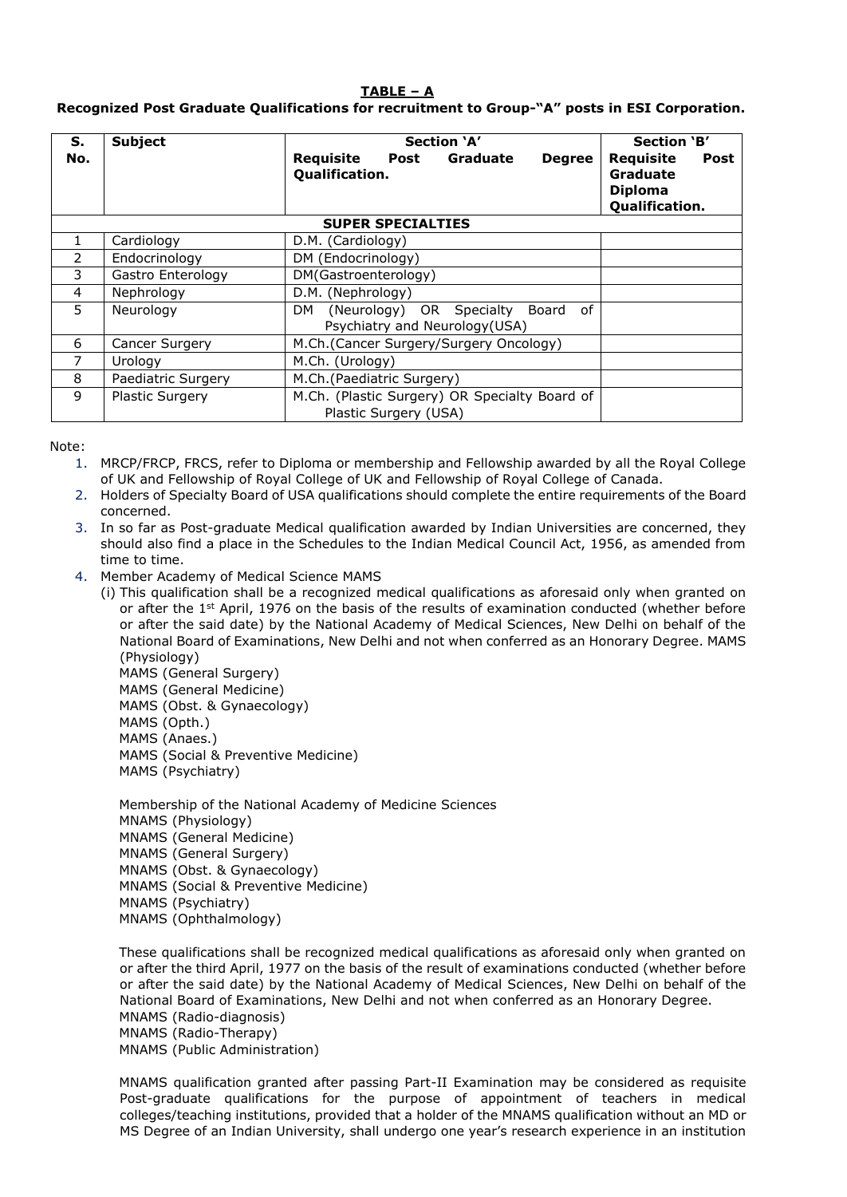**TABLE – A**

**Recognized Post Graduate Qualifications for recruitment to Group-"A" posts in ESI Corporation.**

| S. No. | Subject | Section 'A' Requisite Post Graduate Degree Qualification. | Section 'B' Requisite Post Graduate Diploma Qualification. |
|---|---|---|---|
| **SUPER SPECIALTIES** | | | |
| 1 | Cardiology | D.M. (Cardiology) | |
| 2 | Endocrinology | DM (Endocrinology) | |
| 3 | Gastro Enterology | DM(Gastroenterology) | |
| 4 | Nephrology | D.M. (Nephrology) | |
| 5 | Neurology | DM (Neurology) OR Specialty Board of Psychiatry and Neurology(USA) | |
| 6 | Cancer Surgery | M.Ch.(Cancer Surgery/Surgery Oncology) | |
| 7 | Urology | M.Ch. (Urology) | |
| 8 | Paediatric Surgery | M.Ch.(Paediatric Surgery) | |
| 9 | Plastic Surgery | M.Ch. (Plastic Surgery) OR Specialty Board of Plastic Surgery (USA) | |

Note:

1. MRCP/FRCP, FRCS, refer to Diploma or membership and Fellowship awarded by all the Royal College of UK and Fellowship of Royal College of UK and Fellowship of Royal College of Canada.
2. Holders of Specialty Board of USA qualifications should complete the entire requirements of the Board concerned.
3. In so far as Post-graduate Medical qualification awarded by Indian Universities are concerned, they should also find a place in the Schedules to the Indian Medical Council Act, 1956, as amended from time to time.
4. Member Academy of Medical Science MAMS

   (i) This qualification shall be a recognized medical qualifications as aforesaid only when granted on or after the 1st April, 1976 on the basis of the results of examination conducted (whether before or after the said date) by the National Academy of Medical Sciences, New Delhi on behalf of the National Board of Examinations, New Delhi and not when conferred as an Honorary Degree. MAMS (Physiology)
   MAMS (General Surgery)
   MAMS (General Medicine)
   MAMS (Obst. & Gynaecology)
   MAMS (Opth.)
   MAMS (Anaes.)
   MAMS (Social & Preventive Medicine)
   MAMS (Psychiatry)

   Membership of the National Academy of Medicine Sciences
   MNAMS (Physiology)
   MNAMS (General Medicine)
   MNAMS (General Surgery)
   MNAMS (Obst. & Gynaecology)
   MNAMS (Social & Preventive Medicine)
   MNAMS (Psychiatry)
   MNAMS (Ophthalmology)

   These qualifications shall be recognized medical qualifications as aforesaid only when granted on or after the third April, 1977 on the basis of the result of examinations conducted (whether before or after the said date) by the National Academy of Medical Sciences, New Delhi on behalf of the National Board of Examinations, New Delhi and not when conferred as an Honorary Degree.
   MNAMS (Radio-diagnosis)
   MNAMS (Radio-Therapy)
   MNAMS (Public Administration)

   MNAMS qualification granted after passing Part-II Examination may be considered as requisite Post-graduate qualifications for the purpose of appointment of teachers in medical colleges/teaching institutions, provided that a holder of the MNAMS qualification without an MD or MS Degree of an Indian University, shall undergo one year's research experience in an institution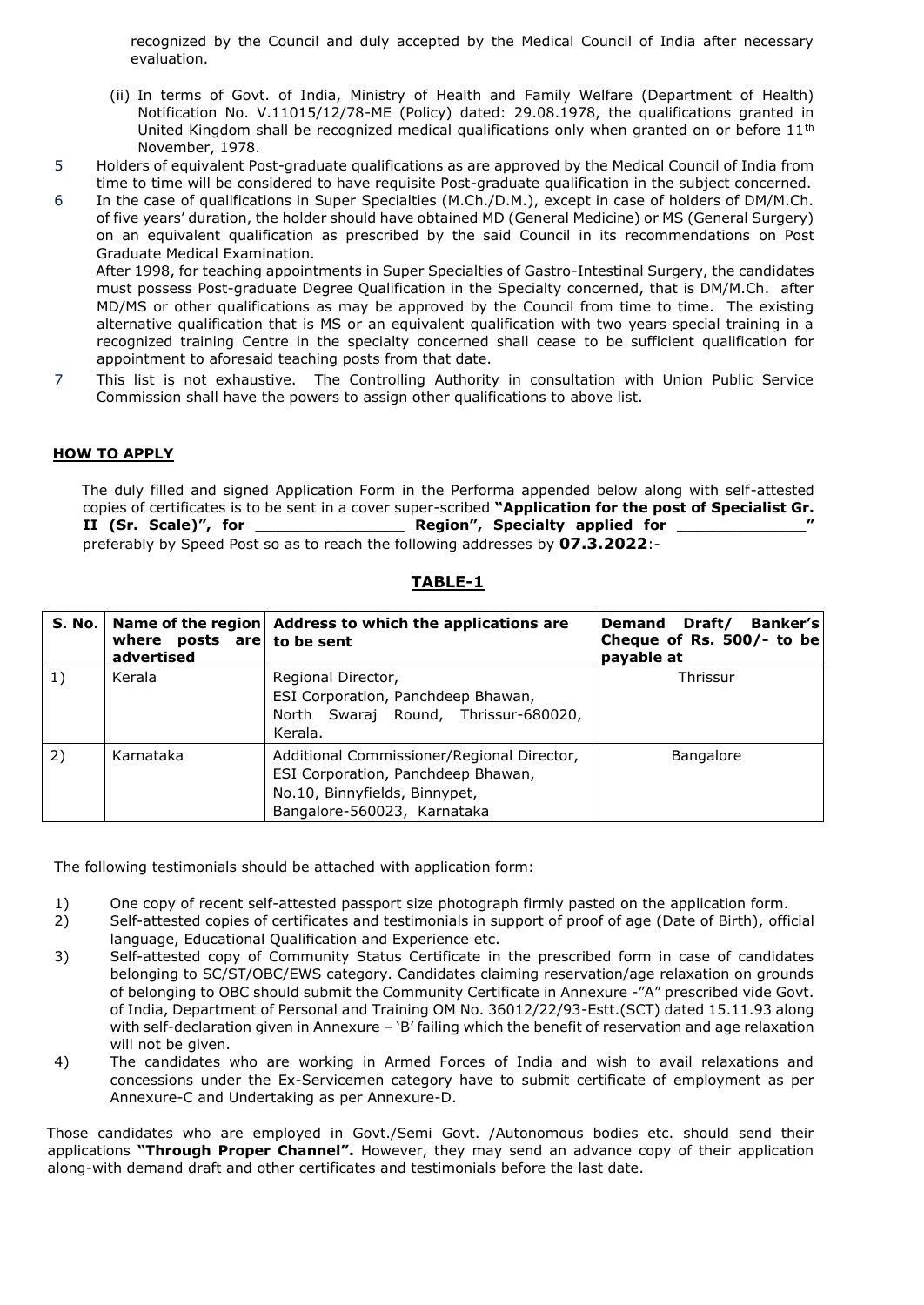recognized by the Council and duly accepted by the Medical Council of India after necessary evaluation.

(ii) In terms of Govt. of India, Ministry of Health and Family Welfare (Department of Health) Notification No. V.11015/12/78-ME (Policy) dated: 29.08.1978, the qualifications granted in United Kingdom shall be recognized medical qualifications only when granted on or before 11th November, 1978.

5 Holders of equivalent Post-graduate qualifications as are approved by the Medical Council of India from time to time will be considered to have requisite Post-graduate qualification in the subject concerned.

6 In the case of qualifications in Super Specialties (M.Ch./D.M.), except in case of holders of DM/M.Ch. of five years' duration, the holder should have obtained MD (General Medicine) or MS (General Surgery) on an equivalent qualification as prescribed by the said Council in its recommendations on Post Graduate Medical Examination.

After 1998, for teaching appointments in Super Specialties of Gastro-Intestinal Surgery, the candidates must possess Post-graduate Degree Qualification in the Specialty concerned, that is DM/M.Ch. after MD/MS or other qualifications as may be approved by the Council from time to time. The existing alternative qualification that is MS or an equivalent qualification with two years special training in a recognized training Centre in the specialty concerned shall cease to be sufficient qualification for appointment to aforesaid teaching posts from that date.

7 This list is not exhaustive. The Controlling Authority in consultation with Union Public Service Commission shall have the powers to assign other qualifications to above list.

## HOW TO APPLY

The duly filled and signed Application Form in the Performa appended below along with self-attested copies of certificates is to be sent in a cover super-scribed **"Application for the post of Specialist Gr. II (Sr. Scale)", for _______________ Region", Specialty applied for _____________"** preferably by Speed Post so as to reach the following addresses by **07.3.2022**:-

## TABLE-1

| S. No. | Name of the region where posts are advertised | Address to which the applications are to be sent | Demand Draft/ Banker's Cheque of Rs. 500/- to be payable at |
|---|---|---|---|
| 1) | Kerala | Regional Director, ESI Corporation, Panchdeep Bhawan, North Swaraj Round, Thrissur-680020, Kerala. | Thrissur |
| 2) | Karnataka | Additional Commissioner/Regional Director, ESI Corporation, Panchdeep Bhawan, No.10, Binnyfields, Binnypet, Bangalore-560023, Karnataka | Bangalore |

The following testimonials should be attached with application form:

1) One copy of recent self-attested passport size photograph firmly pasted on the application form.
2) Self-attested copies of certificates and testimonials in support of proof of age (Date of Birth), official language, Educational Qualification and Experience etc.
3) Self-attested copy of Community Status Certificate in the prescribed form in case of candidates belonging to SC/ST/OBC/EWS category. Candidates claiming reservation/age relaxation on grounds of belonging to OBC should submit the Community Certificate in Annexure -"A" prescribed vide Govt. of India, Department of Personal and Training OM No. 36012/22/93-Estt.(SCT) dated 15.11.93 along with self-declaration given in Annexure – 'B' failing which the benefit of reservation and age relaxation will not be given.
4) The candidates who are working in Armed Forces of India and wish to avail relaxations and concessions under the Ex-Servicemen category have to submit certificate of employment as per Annexure-C and Undertaking as per Annexure-D.

Those candidates who are employed in Govt./Semi Govt. /Autonomous bodies etc. should send their applications **"Through Proper Channel".** However, they may send an advance copy of their application along-with demand draft and other certificates and testimonials before the last date.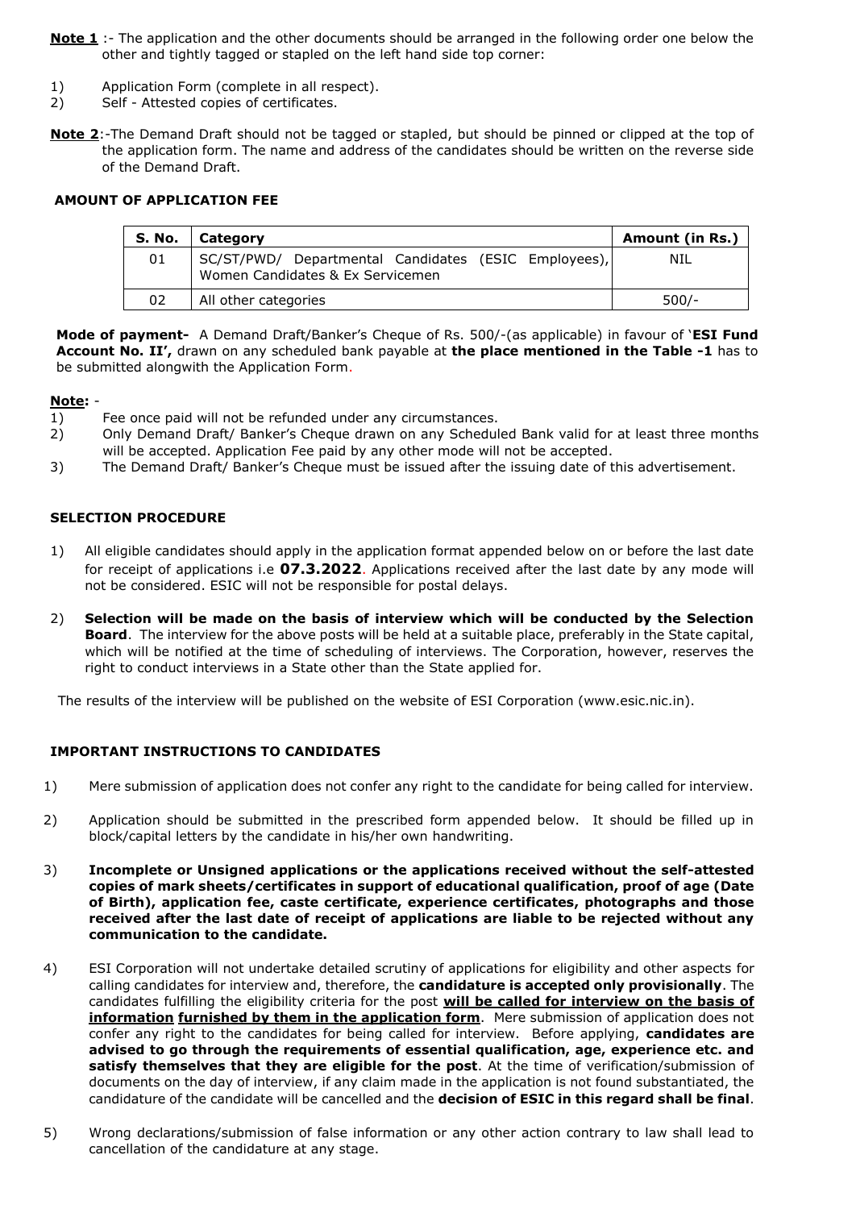**Note 1** :- The application and the other documents should be arranged in the following order one below the other and tightly tagged or stapled on the left hand side top corner:

1) Application Form (complete in all respect).
2) Self - Attested copies of certificates.

**Note 2**:-The Demand Draft should not be tagged or stapled, but should be pinned or clipped at the top of the application form. The name and address of the candidates should be written on the reverse side of the Demand Draft.

### AMOUNT OF APPLICATION FEE

| S. No. | Category | Amount (in Rs.) |
|---|---|---|
| 01 | SC/ST/PWD/ Departmental Candidates (ESIC Employees), Women Candidates & Ex Servicemen | NIL |
| 02 | All other categories | 500/- |

**Mode of payment-** A Demand Draft/Banker's Cheque of Rs. 500/-(as applicable) in favour of '**ESI Fund Account No. II',** drawn on any scheduled bank payable at **the place mentioned in the Table -1** has to be submitted alongwith the Application Form.

**Note:** -

1) Fee once paid will not be refunded under any circumstances.
2) Only Demand Draft/ Banker's Cheque drawn on any Scheduled Bank valid for at least three months will be accepted. Application Fee paid by any other mode will not be accepted.
3) The Demand Draft/ Banker's Cheque must be issued after the issuing date of this advertisement.

### SELECTION PROCEDURE

1) All eligible candidates should apply in the application format appended below on or before the last date for receipt of applications i.e **07.3.2022**. Applications received after the last date by any mode will not be considered. ESIC will not be responsible for postal delays.

2) **Selection will be made on the basis of interview which will be conducted by the Selection Board**. The interview for the above posts will be held at a suitable place, preferably in the State capital, which will be notified at the time of scheduling of interviews. The Corporation, however, reserves the right to conduct interviews in a State other than the State applied for.

The results of the interview will be published on the website of ESI Corporation (www.esic.nic.in).

### IMPORTANT INSTRUCTIONS TO CANDIDATES

1) Mere submission of application does not confer any right to the candidate for being called for interview.

2) Application should be submitted in the prescribed form appended below. It should be filled up in block/capital letters by the candidate in his/her own handwriting.

3) **Incomplete or Unsigned applications or the applications received without the self-attested copies of mark sheets/certificates in support of educational qualification, proof of age (Date of Birth), application fee, caste certificate, experience certificates, photographs and those received after the last date of receipt of applications are liable to be rejected without any communication to the candidate.**

4) ESI Corporation will not undertake detailed scrutiny of applications for eligibility and other aspects for calling candidates for interview and, therefore, the **candidature is accepted only provisionally**. The candidates fulfilling the eligibility criteria for the post **will be called for interview on the basis of information furnished by them in the application form**. Mere submission of application does not confer any right to the candidates for being called for interview. Before applying, **candidates are advised to go through the requirements of essential qualification, age, experience etc. and satisfy themselves that they are eligible for the post**. At the time of verification/submission of documents on the day of interview, if any claim made in the application is not found substantiated, the candidature of the candidate will be cancelled and the **decision of ESIC in this regard shall be final**.

5) Wrong declarations/submission of false information or any other action contrary to law shall lead to cancellation of the candidature at any stage.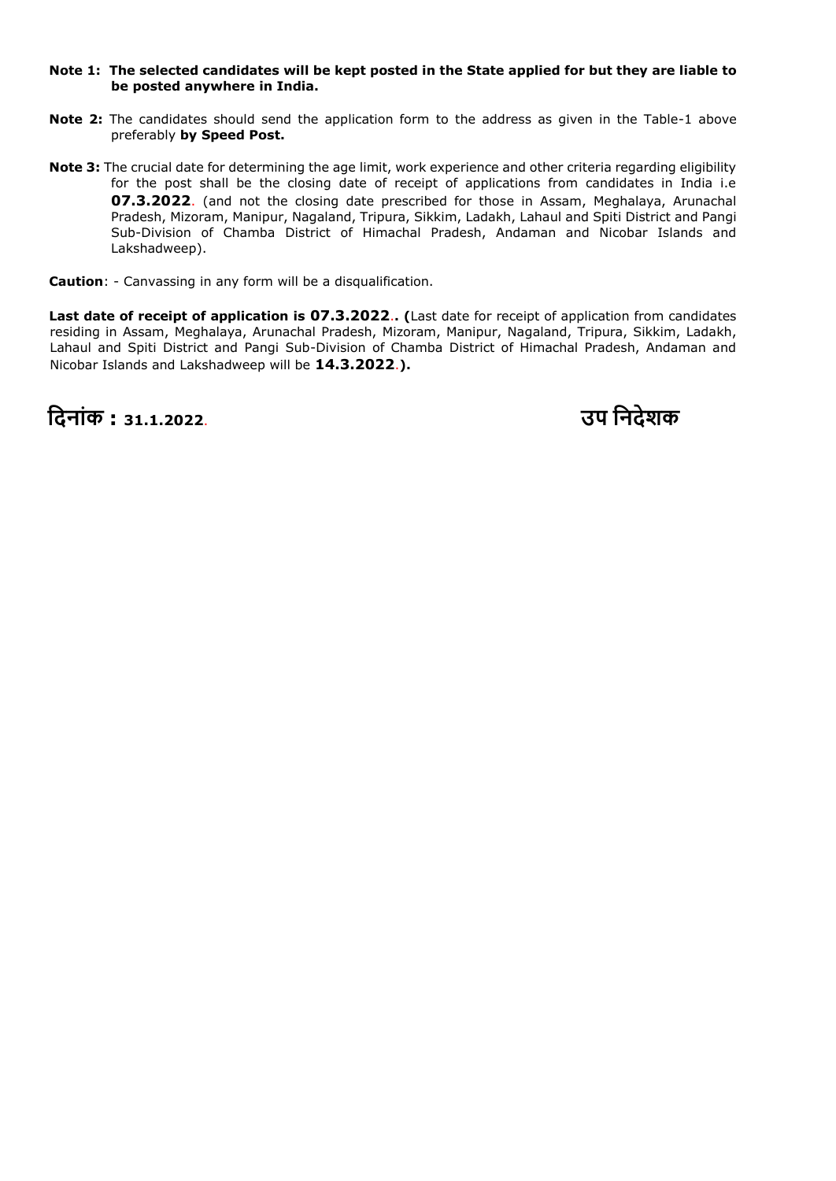**Note 1: The selected candidates will be kept posted in the State applied for but they are liable to be posted anywhere in India.**

**Note 2:** The candidates should send the application form to the address as given in the Table-1 above preferably **by Speed Post.**

**Note 3:** The crucial date for determining the age limit, work experience and other criteria regarding eligibility for the post shall be the closing date of receipt of applications from candidates in India i.e **07.3.2022**. (and not the closing date prescribed for those in Assam, Meghalaya, Arunachal Pradesh, Mizoram, Manipur, Nagaland, Tripura, Sikkim, Ladakh, Lahaul and Spiti District and Pangi Sub-Division of Chamba District of Himachal Pradesh, Andaman and Nicobar Islands and Lakshadweep).

**Caution**: - Canvassing in any form will be a disqualification.

**Last date of receipt of application is 07.3.2022.. (**Last date for receipt of application from candidates residing in Assam, Meghalaya, Arunachal Pradesh, Mizoram, Manipur, Nagaland, Tripura, Sikkim, Ladakh, Lahaul and Spiti District and Pangi Sub-Division of Chamba District of Himachal Pradesh, Andaman and Nicobar Islands and Lakshadweep will be **14.3.2022.).**

**दिनांक : 31.1.2022**. **उप निदेशक**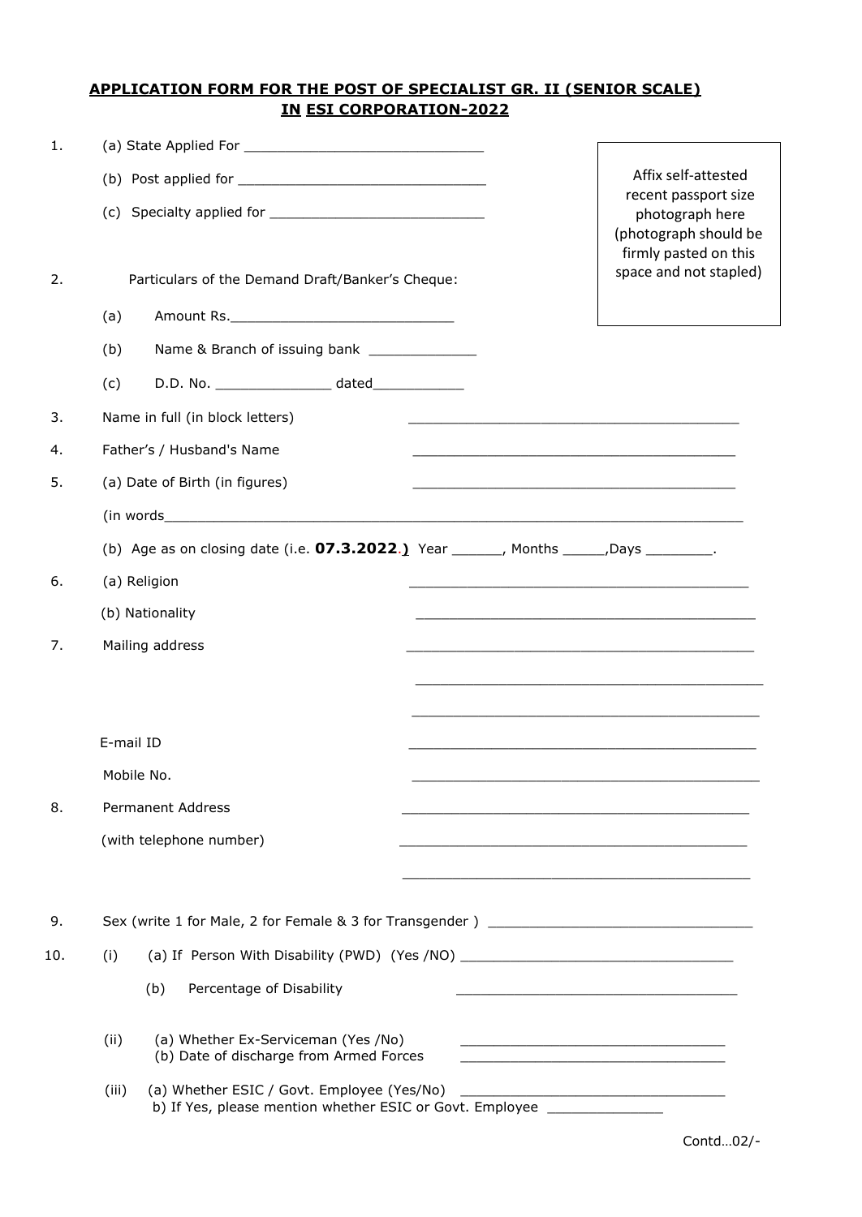## APPLICATION FORM FOR THE POST OF SPECIALIST GR. II (SENIOR SCALE) IN ESI CORPORATION-2022

Affix self-attested recent passport size photograph here (photograph should be firmly pasted on this space and not stapled)

1. (a) State Applied For ______________________________

   (b) Post applied for ______________________________

   (c) Specialty applied for ___________________________

2. Particulars of the Demand Draft/Banker's Cheque:

   (a) Amount Rs.____________________________

   (b) Name & Branch of issuing bank _____________

   (c) D.D. No. ______________ dated___________

3. Name in full (in block letters) ____________________________________________

4. Father's / Husband's Name ____________________________________________

5. (a) Date of Birth (in figures) ____________________________________________

   (in words______________________________________________________________________

   (b) Age as on closing date (i.e. **07.3.2022.)** Year ______, Months _____,Days ________.

6. (a) Religion ____________________________________________

   (b) Nationality ____________________________________________

7. Mailing address ____________________________________________

   ____________________________________________

   ____________________________________________

   E-mail ID ____________________________________________

   Mobile No. ____________________________________________

8. Permanent Address ____________________________________________

   (with telephone number) ____________________________________________

   ____________________________________________

9. Sex (write 1 for Male, 2 for Female & 3 for Transgender ) ________________________________

10. (i) (a) If Person With Disability (PWD) (Yes /NO) __________________________________

    (b) Percentage of Disability ___________________________________

    (ii) (a) Whether Ex-Serviceman (Yes /No) _________________________________

    (b) Date of discharge from Armed Forces _________________________________

    (iii) (a) Whether ESIC / Govt. Employee (Yes/No) _________________________________

    b) If Yes, please mention whether ESIC or Govt. Employee ______________

Contd…02/-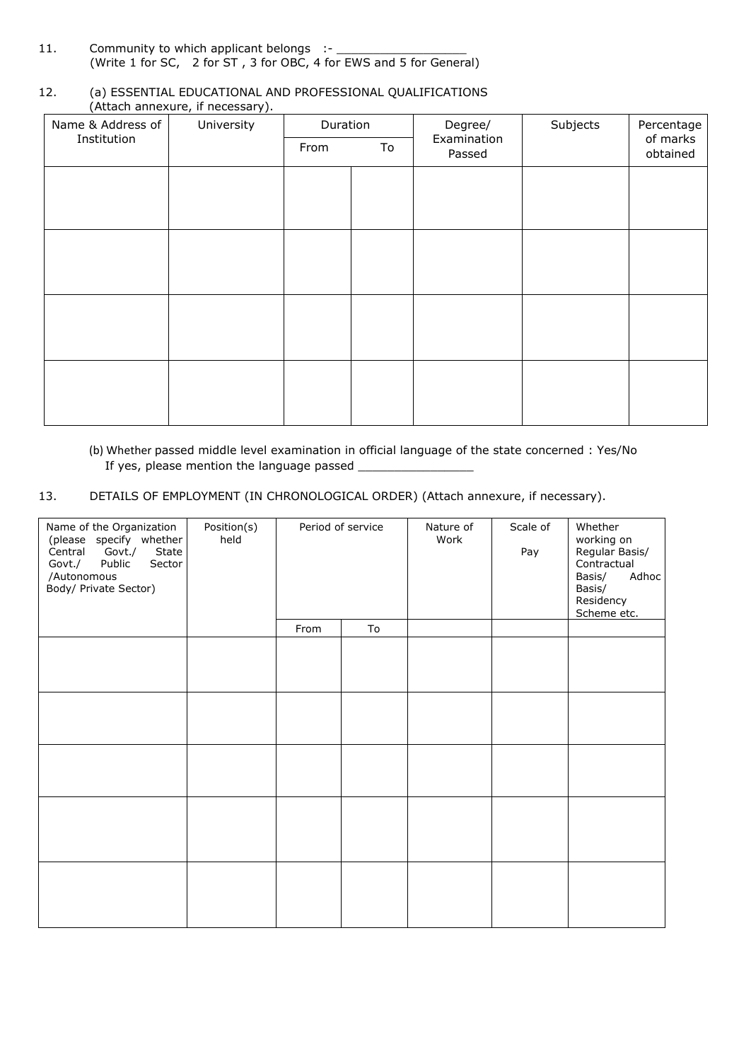11. Community to which applicant belongs :- ___________________
(Write 1 for SC, 2 for ST , 3 for OBC, 4 for EWS and 5 for General)

12. (a) ESSENTIAL EDUCATIONAL AND PROFESSIONAL QUALIFICATIONS
(Attach annexure, if necessary).

| Name & Address of Institution | University | Duration | | Degree/ Examination Passed | Subjects | Percentage of marks obtained |
|---|---|---|---|---|---|---|
| | | From | To | | | |
| | | | | | | |
| | | | | | | |
| | | | | | | |
| | | | | | | |

(b) Whether passed middle level examination in official language of the state concerned : Yes/No
If yes, please mention the language passed ________________

13. DETAILS OF EMPLOYMENT (IN CHRONOLOGICAL ORDER) (Attach annexure, if necessary).

| Name of the Organization (please specify whether Central Govt./ State Govt./ Public Sector /Autonomous Body/ Private Sector) | Position(s) held | Period of service | | Nature of Work | Scale of Pay | Whether working on Regular Basis/ Contractual Basis/ Adhoc Basis/ Residency Scheme etc. |
|---|---|---|---|---|---|---|
| | | From | To | | | |
| | | | | | | |
| | | | | | | |
| | | | | | | |
| | | | | | | |
| | | | | | | |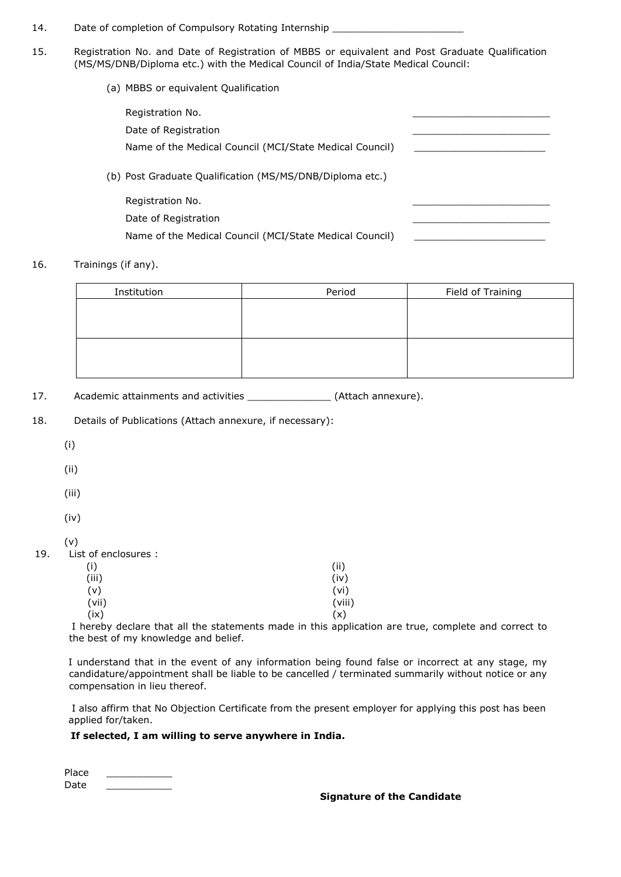14. Date of completion of Compulsory Rotating Internship ______________________

15. Registration No. and Date of Registration of MBBS or equivalent and Post Graduate Qualification (MS/MS/DNB/Diploma etc.) with the Medical Council of India/State Medical Council:

    (a) MBBS or equivalent Qualification

    Registration No. ________________________

    Date of Registration ________________________

    Name of the Medical Council (MCI/State Medical Council) ______________________

    (b) Post Graduate Qualification (MS/MS/DNB/Diploma etc.)

    Registration No. ________________________

    Date of Registration ________________________

    Name of the Medical Council (MCI/State Medical Council) ______________________

16. Trainings (if any).

| Institution | Period | Field of Training |
|---|---|---|
| | | |
| | | |

17. Academic attainments and activities ______________ (Attach annexure).

18. Details of Publications (Attach annexure, if necessary):

(i)

(ii)

(iii)

(iv)

(v)

19. List of enclosures :

(i) (ii)
(iii) (iv)
(v) (vi)
(vii) (viii)
(ix) (x)

I hereby declare that all the statements made in this application are true, complete and correct to the best of my knowledge and belief.

I understand that in the event of any information being found false or incorrect at any stage, my candidature/appointment shall be liable to be cancelled / terminated summarily without notice or any compensation in lieu thereof.

I also affirm that No Objection Certificate from the present employer for applying this post has been applied for/taken.

**If selected, I am willing to serve anywhere in India.**

Place ___________

Date ___________

**Signature of the Candidate**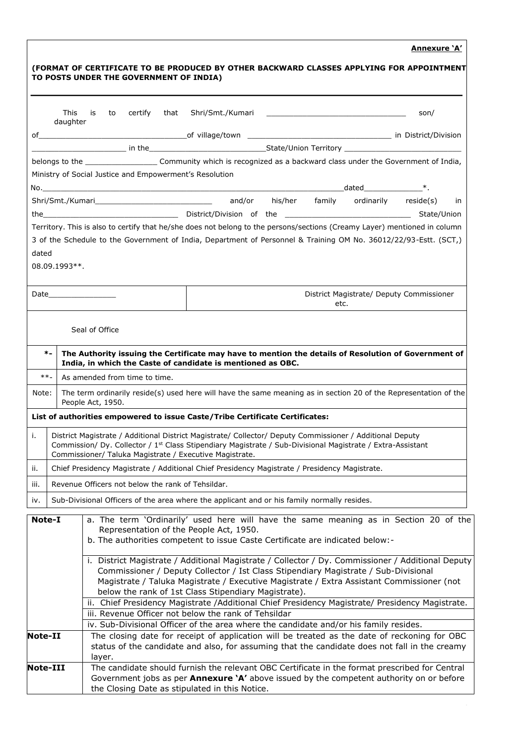**Annexure 'A'**

**(FORMAT OF CERTIFICATE TO BE PRODUCED BY OTHER BACKWARD CLASSES APPLYING FOR APPOINTMENT TO POSTS UNDER THE GOVERNMENT OF INDIA)**

---

This is to certify that Shri/Smt./Kumari _______________________________ son/ daughter of__________________________________of village/town ________________________________ in District/Division _____________________ in the__________________________State/Union Territory __________________________ belongs to the ________________ Community which is recognized as a backward class under the Government of India, Ministry of Social Justice and Empowerment's Resolution No.______________________________________________________________________dated_____________*. Shri/Smt./Kumari__________________________ and/or his/her family ordinarily reside(s) in the______________________________ District/Division of the ____________________________ State/Union Territory. This is also to certify that he/she does not belong to the persons/sections (Creamy Layer) mentioned in column 3 of the Schedule to the Government of India, Department of Personnel & Training OM No. 36012/22/93-Estt. (SCT,) dated 08.09.1993**.

| Date_______________ | District Magistrate/ Deputy Commissioner etc. |
|---|---|

Seal of Office

| | |
|---|---|
| *- | **The Authority issuing the Certificate may have to mention the details of Resolution of Government of India, in which the Caste of candidate is mentioned as OBC.** |
| **- | As amended from time to time. |
| Note: | The term ordinarily reside(s) used here will have the same meaning as in section 20 of the Representation of the People Act, 1950. |

**List of authorities empowered to issue Caste/Tribe Certificate Certificates:**

| | |
|---|---|
| i. | District Magistrate / Additional District Magistrate/ Collector/ Deputy Commissioner / Additional Deputy Commission/ Dy. Collector / 1st Class Stipendiary Magistrate / Sub-Divisional Magistrate / Extra-Assistant Commissioner/ Taluka Magistrate / Executive Magistrate. |
| ii. | Chief Presidency Magistrate / Additional Chief Presidency Magistrate / Presidency Magistrate. |
| iii. | Revenue Officers not below the rank of Tehsildar. |
| iv. | Sub-Divisional Officers of the area where the applicant and or his family normally resides. |

| | |
|---|---|
| **Note-I** | a. The term 'Ordinarily' used here will have the same meaning as in Section 20 of the Representation of the People Act, 1950.<br>b. The authorities competent to issue Caste Certificate are indicated below:- |
| | i. District Magistrate / Additional Magistrate / Collector / Dy. Commissioner / Additional Deputy Commissioner / Deputy Collector / Ist Class Stipendiary Magistrate / Sub-Divisional Magistrate / Taluka Magistrate / Executive Magistrate / Extra Assistant Commissioner (not below the rank of 1st Class Stipendiary Magistrate). |
| | ii. Chief Presidency Magistrate /Additional Chief Presidency Magistrate/ Presidency Magistrate. |
| | iii. Revenue Officer not below the rank of Tehsildar |
| | iv. Sub-Divisional Officer of the area where the candidate and/or his family resides. |
| **Note-II** | The closing date for receipt of application will be treated as the date of reckoning for OBC status of the candidate and also, for assuming that the candidate does not fall in the creamy layer. |
| **Note-III** | The candidate should furnish the relevant OBC Certificate in the format prescribed for Central Government jobs as per **Annexure 'A'** above issued by the competent authority on or before the Closing Date as stipulated in this Notice. |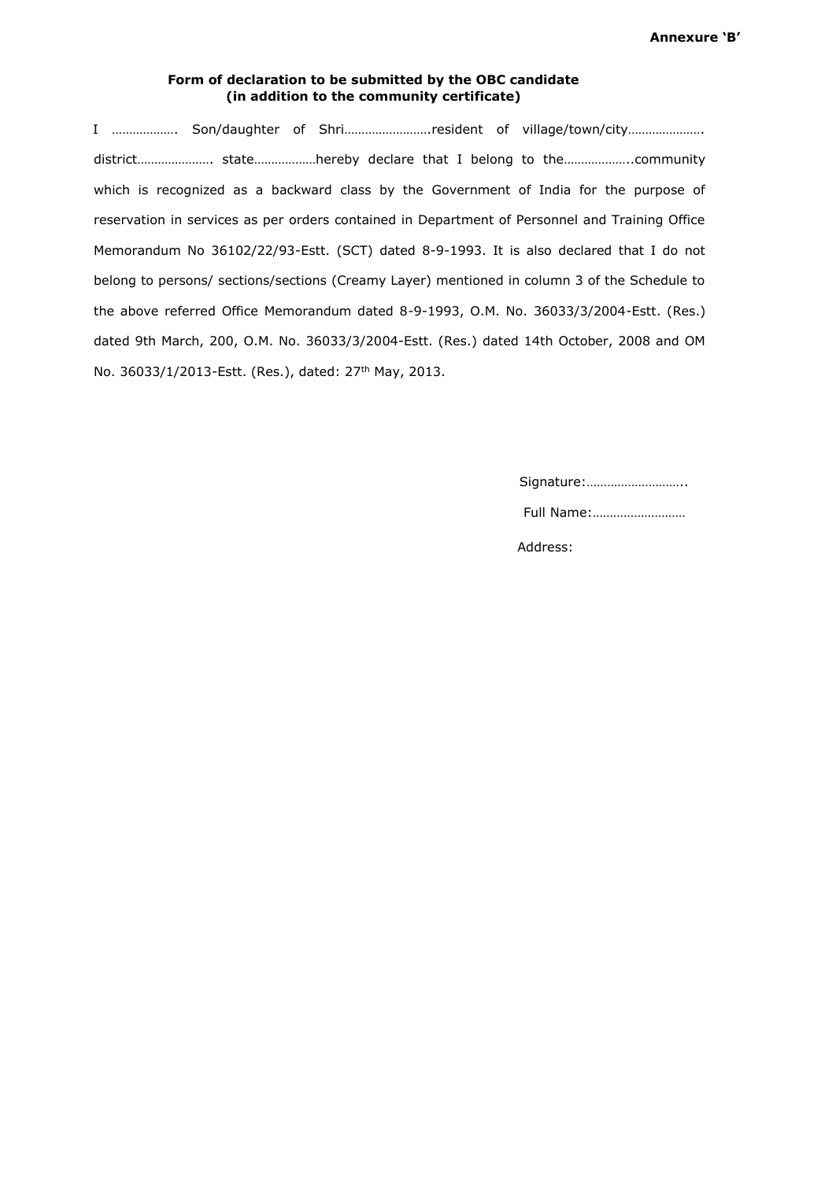**Annexure 'B'**

**Form of declaration to be submitted by the OBC candidate (in addition to the community certificate)**

I ………………. Son/daughter of Shri…………………….resident of village/town/city…………………. district…………………. state………………hereby declare that I belong to the………………..community which is recognized as a backward class by the Government of India for the purpose of reservation in services as per orders contained in Department of Personnel and Training Office Memorandum No 36102/22/93-Estt. (SCT) dated 8-9-1993. It is also declared that I do not belong to persons/ sections/sections (Creamy Layer) mentioned in column 3 of the Schedule to the above referred Office Memorandum dated 8-9-1993, O.M. No. 36033/3/2004-Estt. (Res.) dated 9th March, 200, O.M. No. 36033/3/2004-Estt. (Res.) dated 14th October, 2008 and OM No. 36033/1/2013-Estt. (Res.), dated: 27th May, 2013.

Signature:………………………..

Full Name:………………………

Address: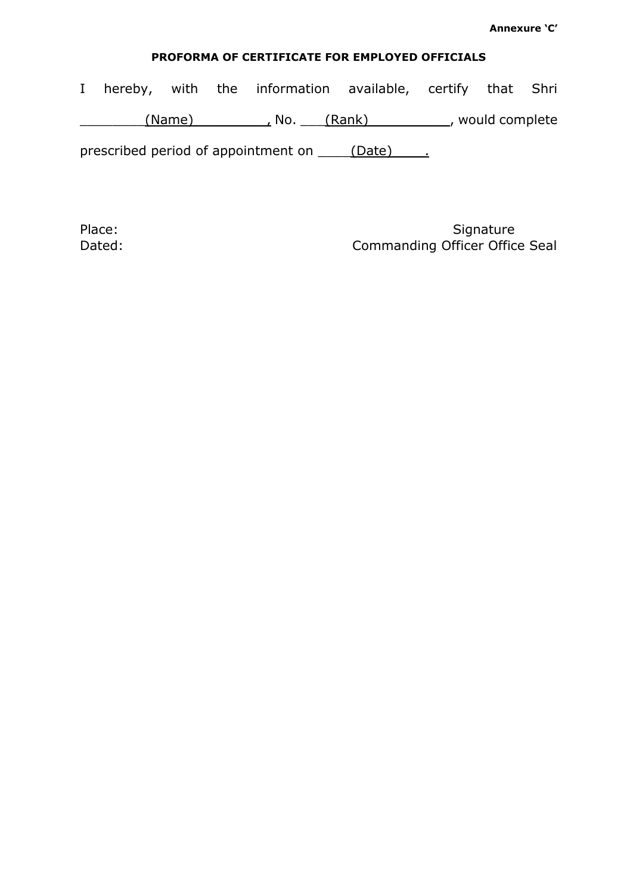**Annexure 'C'**

**PROFORMA OF CERTIFICATE FOR EMPLOYED OFFICIALS**

I hereby, with the information available, certify that Shri ________(Name)_________, No. ___(Rank)__________, would complete prescribed period of appointment on ____(Date)____.

Place: Signature

Dated: Commanding Officer Office Seal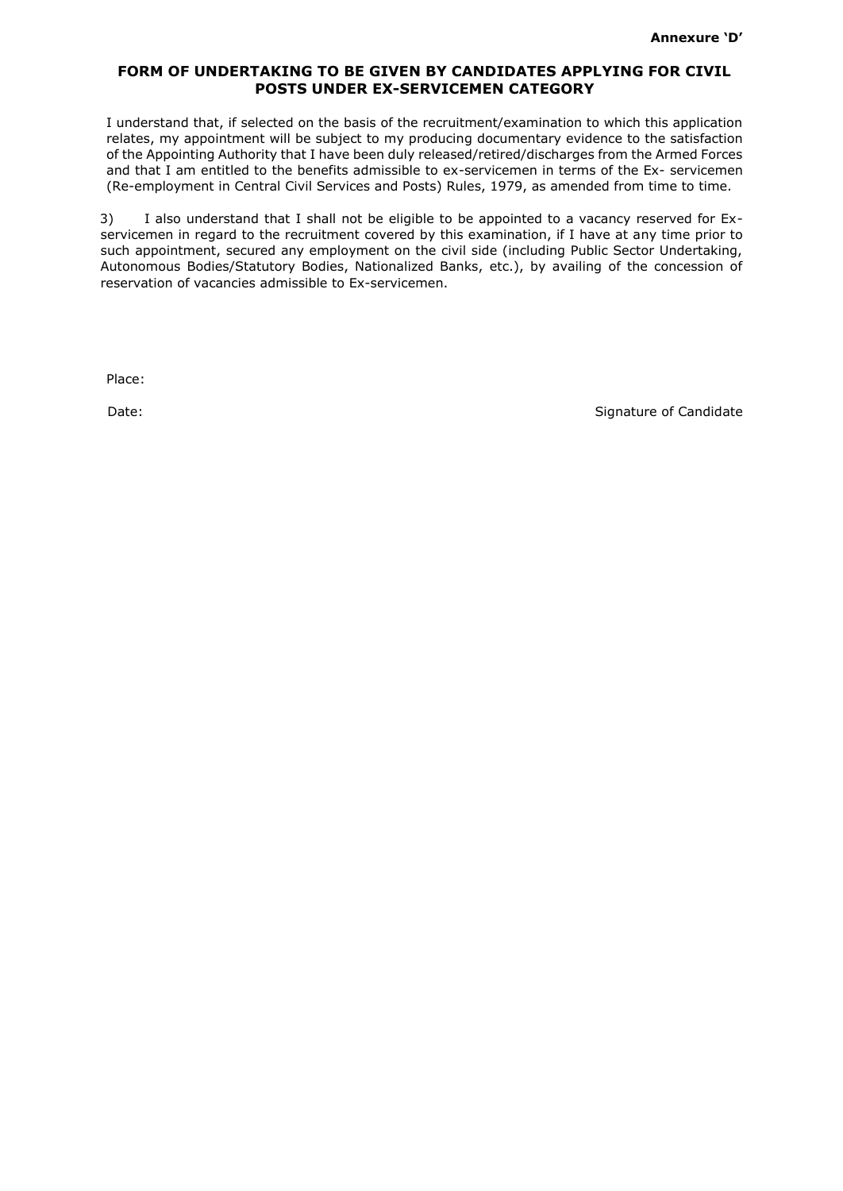**Annexure 'D'**

## FORM OF UNDERTAKING TO BE GIVEN BY CANDIDATES APPLYING FOR CIVIL POSTS UNDER EX-SERVICEMEN CATEGORY

I understand that, if selected on the basis of the recruitment/examination to which this application relates, my appointment will be subject to my producing documentary evidence to the satisfaction of the Appointing Authority that I have been duly released/retired/discharges from the Armed Forces and that I am entitled to the benefits admissible to ex-servicemen in terms of the Ex- servicemen (Re-employment in Central Civil Services and Posts) Rules, 1979, as amended from time to time.

3) I also understand that I shall not be eligible to be appointed to a vacancy reserved for Ex-servicemen in regard to the recruitment covered by this examination, if I have at any time prior to such appointment, secured any employment on the civil side (including Public Sector Undertaking, Autonomous Bodies/Statutory Bodies, Nationalized Banks, etc.), by availing of the concession of reservation of vacancies admissible to Ex-servicemen.

Place:

Date: Signature of Candidate